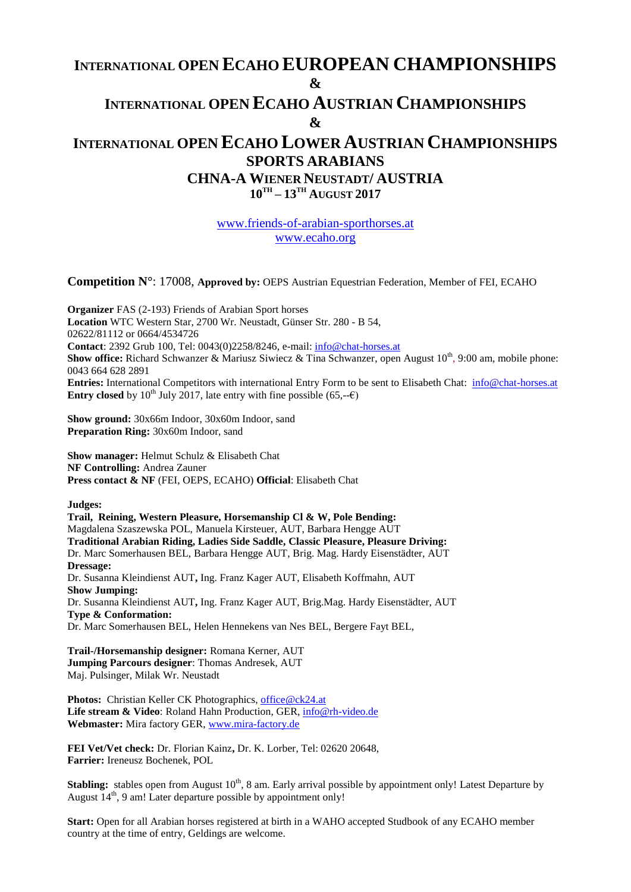# INTERNATIONAL OPEN ECAHO EUROPEAN CHAMPIONSHIPS
# &
# INTERNATIONAL OPEN ECAHO AUSTRIAN CHAMPIONSHIPS
# &
# INTERNATIONAL OPEN ECAHO LOWER AUSTRIAN CHAMPIONSHIPS
## SPORTS ARABIANS
## CHNA-A WIENER NEUSTADT/ AUSTRIA
## 10TH – 13TH AUGUST 2017

www.friends-of-arabian-sporthorses.at
www.ecaho.org

**Competition N°**: 17008, **Approved by:** OEPS Austrian Equestrian Federation, Member of FEI, ECAHO

**Organizer** FAS (2-193) Friends of Arabian Sport horses
**Location** WTC Western Star, 2700 Wr. Neustadt, Günser Str. 280 - B 54,
02622/81112 or 0664/4534726
**Contact**: 2392 Grub 100, Tel: 0043(0)2258/8246, e-mail: info@chat-horses.at
**Show office:** Richard Schwanzer & Mariusz Siwiecz & Tina Schwanzer, open August 10th, 9:00 am, mobile phone: 0043 664 628 2891
**Entries:** International Competitors with international Entry Form to be sent to Elisabeth Chat: info@chat-horses.at
**Entry closed** by 10th July 2017, late entry with fine possible (65,--€)

**Show ground:** 30x66m Indoor, 30x60m Indoor, sand
**Preparation Ring:** 30x60m Indoor, sand

**Show manager:** Helmut Schulz & Elisabeth Chat
**NF Controlling:** Andrea Zauner
**Press contact & NF** (FEI, OEPS, ECAHO) **Official**: Elisabeth Chat

**Judges:**
**Trail, Reining, Western Pleasure, Horsemanship Cl & W, Pole Bending:**
Magdalena Szaszewska POL, Manuela Kirsteuer, AUT, Barbara Hengge AUT
**Traditional Arabian Riding, Ladies Side Saddle, Classic Pleasure, Pleasure Driving:**
Dr. Marc Somerhausen BEL, Barbara Hengge AUT, Brig. Mag. Hardy Eisenstädter, AUT
**Dressage:**
Dr. Susanna Kleindienst AUT, Ing. Franz Kager AUT, Elisabeth Koffmahn, AUT
**Show Jumping:**
Dr. Susanna Kleindienst AUT, Ing. Franz Kager AUT, Brig.Mag. Hardy Eisenstädter, AUT
**Type & Conformation:**
Dr. Marc Somerhausen BEL, Helen Hennekens van Nes BEL, Bergere Fayt BEL,

**Trail-/Horsemanship designer:** Romana Kerner, AUT
**Jumping Parcours designer**: Thomas Andresek, AUT
Maj. Pulsinger, Milak Wr. Neustadt

**Photos:** Christian Keller CK Photographics, office@ck24.at
**Life stream & Video**: Roland Hahn Production, GER, info@rh-video.de
**Webmaster:** Mira factory GER, www.mira-factory.de

**FEI Vet/Vet check:** Dr. Florian Kainz, Dr. K. Lorber, Tel: 02620 20648,
**Farrier:** Ireneusz Bochenek, POL

**Stabling:** stables open from August 10th, 8 am. Early arrival possible by appointment only! Latest Departure by August 14th, 9 am! Later departure possible by appointment only!

**Start:** Open for all Arabian horses registered at birth in a WAHO accepted Studbook of any ECAHO member country at the time of entry, Geldings are welcome.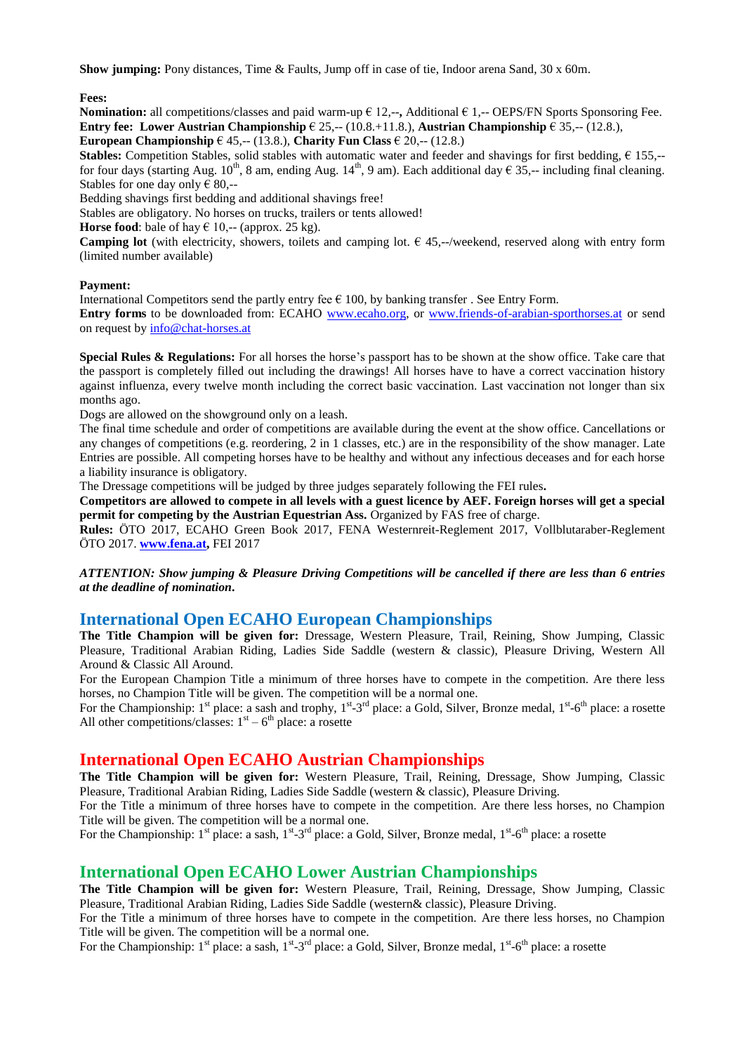**Show jumping:** Pony distances, Time & Faults, Jump off in case of tie, Indoor arena Sand, 30 x 60m.

**Fees:**

**Nomination:** all competitions/classes and paid warm-up € 12,--, Additional € 1,-- OEPS/FN Sports Sponsoring Fee.
**Entry fee: Lower Austrian Championship** € 25,-- (10.8.+11.8.), **Austrian Championship** € 35,-- (12.8.),
**European Championship** € 45,-- (13.8.), **Charity Fun Class** € 20,-- (12.8.)
**Stables:** Competition Stables, solid stables with automatic water and feeder and shavings for first bedding, € 155,-- for four days (starting Aug. 10th, 8 am, ending Aug. 14th, 9 am). Each additional day € 35,-- including final cleaning. Stables for one day only € 80,--
Bedding shavings first bedding and additional shavings free!
Stables are obligatory. No horses on trucks, trailers or tents allowed!
**Horse food**: bale of hay € 10,-- (approx. 25 kg).
**Camping lot** (with electricity, showers, toilets and camping lot. € 45,--/weekend, reserved along with entry form (limited number available)

**Payment:**

International Competitors send the partly entry fee € 100, by banking transfer . See Entry Form.
**Entry forms** to be downloaded from: ECAHO www.ecaho.org, or www.friends-of-arabian-sporthorses.at or send on request by info@chat-horses.at

**Special Rules & Regulations:** For all horses the horse's passport has to be shown at the show office. Take care that the passport is completely filled out including the drawings! All horses have to have a correct vaccination history against influenza, every twelve month including the correct basic vaccination. Last vaccination not longer than six months ago.
Dogs are allowed on the showground only on a leash.
The final time schedule and order of competitions are available during the event at the show office. Cancellations or any changes of competitions (e.g. reordering, 2 in 1 classes, etc.) are in the responsibility of the show manager. Late Entries are possible. All competing horses have to be healthy and without any infectious deceases and for each horse a liability insurance is obligatory.
The Dressage competitions will be judged by three judges separately following the FEI rules.
**Competitors are allowed to compete in all levels with a guest licence by AEF. Foreign horses will get a special permit for competing by the Austrian Equestrian Ass.** Organized by FAS free of charge.
**Rules:** ÖTO 2017, ECAHO Green Book 2017, FENA Westernreit-Reglement 2017, Vollblutaraber-Reglement ÖTO 2017. **www.fena.at,** FEI 2017

***ATTENTION: Show jumping & Pleasure Driving Competitions will be cancelled if there are less than 6 entries at the deadline of nomination.***

## International Open ECAHO European Championships

**The Title Champion will be given for:** Dressage, Western Pleasure, Trail, Reining, Show Jumping, Classic Pleasure, Traditional Arabian Riding, Ladies Side Saddle (western & classic), Pleasure Driving, Western All Around & Classic All Around.
For the European Champion Title a minimum of three horses have to compete in the competition. Are there less horses, no Champion Title will be given. The competition will be a normal one.
For the Championship: 1st place: a sash and trophy, 1st-3rd place: a Gold, Silver, Bronze medal, 1st-6th place: a rosette
All other competitions/classes: 1st – 6th place: a rosette

## International Open ECAHO Austrian Championships

**The Title Champion will be given for:** Western Pleasure, Trail, Reining, Dressage, Show Jumping, Classic Pleasure, Traditional Arabian Riding, Ladies Side Saddle (western & classic), Pleasure Driving.
For the Title a minimum of three horses have to compete in the competition. Are there less horses, no Champion Title will be given. The competition will be a normal one.
For the Championship: 1st place: a sash, 1st-3rd place: a Gold, Silver, Bronze medal, 1st-6th place: a rosette

## International Open ECAHO Lower Austrian Championships

**The Title Champion will be given for:** Western Pleasure, Trail, Reining, Dressage, Show Jumping, Classic Pleasure, Traditional Arabian Riding, Ladies Side Saddle (western& classic), Pleasure Driving.
For the Title a minimum of three horses have to compete in the competition. Are there less horses, no Champion Title will be given. The competition will be a normal one.
For the Championship: 1st place: a sash, 1st-3rd place: a Gold, Silver, Bronze medal, 1st-6th place: a rosette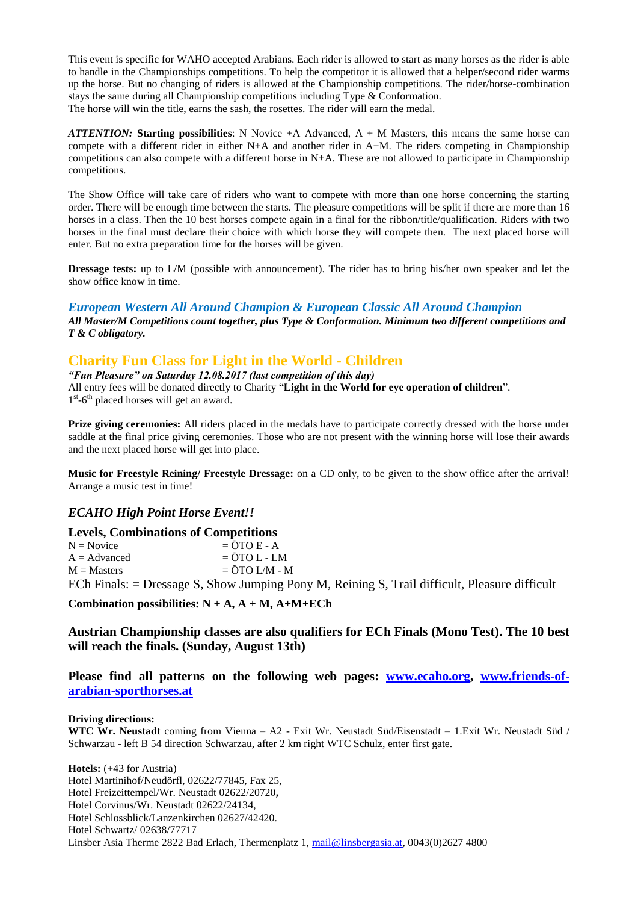This event is specific for WAHO accepted Arabians. Each rider is allowed to start as many horses as the rider is able to handle in the Championships competitions. To help the competitor it is allowed that a helper/second rider warms up the horse. But no changing of riders is allowed at the Championship competitions. The rider/horse-combination stays the same during all Championship competitions including Type & Conformation.
The horse will win the title, earns the sash, the rosettes. The rider will earn the medal.

***ATTENTION:*** **Starting possibilities**: N Novice +A Advanced, A + M Masters, this means the same horse can compete with a different rider in either N+A and another rider in A+M. The riders competing in Championship competitions can also compete with a different horse in N+A. These are not allowed to participate in Championship competitions.

The Show Office will take care of riders who want to compete with more than one horse concerning the starting order. There will be enough time between the starts. The pleasure competitions will be split if there are more than 16 horses in a class. Then the 10 best horses compete again in a final for the ribbon/title/qualification. Riders with two horses in the final must declare their choice with which horse they will compete then. The next placed horse will enter. But no extra preparation time for the horses will be given.

**Dressage tests:** up to L/M (possible with announcement). The rider has to bring his/her own speaker and let the show office know in time.

### *European Western All Around Champion & European Classic All Around Champion*

***All Master/M Competitions count together, plus Type & Conformation. Minimum two different competitions and T & C obligatory.***

## Charity Fun Class for Light in the World - Children

***"Fun Pleasure" on Saturday 12.08.2017 (last competition of this day)***
All entry fees will be donated directly to Charity "**Light in the World for eye operation of children**".
1st-6th placed horses will get an award.

**Prize giving ceremonies:** All riders placed in the medals have to participate correctly dressed with the horse under saddle at the final price giving ceremonies. Those who are not present with the winning horse will lose their awards and the next placed horse will get into place.

**Music for Freestyle Reining/ Freestyle Dressage:** on a CD only, to be given to the show office after the arrival! Arrange a music test in time!

### *ECAHO High Point Horse Event!!*

### Levels, Combinations of Competitions

| | |
|---|---|
| N = Novice | = ÖTO E - A |
| A = Advanced | = ÖTO L - LM |
| M = Masters | = ÖTO L/M - M |

ECh Finals: = Dressage S, Show Jumping Pony M, Reining S, Trail difficult, Pleasure difficult

**Combination possibilities: N + A, A + M, A+M+ECh**

**Austrian Championship classes are also qualifiers for ECh Finals (Mono Test). The 10 best will reach the finals. (Sunday, August 13th)**

**Please find all patterns on the following web pages: [www.ecaho.org](www.ecaho.org), [www.friends-of-arabian-sporthorses.at](www.friends-of-arabian-sporthorses.at)**

**Driving directions:**
**WTC Wr. Neustadt** coming from Vienna – A2 - Exit Wr. Neustadt Süd/Eisenstadt – 1.Exit Wr. Neustadt Süd / Schwarzau - left B 54 direction Schwarzau, after 2 km right WTC Schulz, enter first gate.

**Hotels:** (+43 for Austria)
Hotel Martinihof/Neudörfl, 02622/77845, Fax 25,
Hotel Freizeittempel/Wr. Neustadt 02622/20720,
Hotel Corvinus/Wr. Neustadt 02622/24134,
Hotel Schlossblick/Lanzenkirchen 02627/42420.
Hotel Schwartz/ 02638/77717
Linsber Asia Therme 2822 Bad Erlach, Thermenplatz 1, [mail@linsbergasia.at](mailto:mail@linsbergasia.at), 0043(0)2627 4800